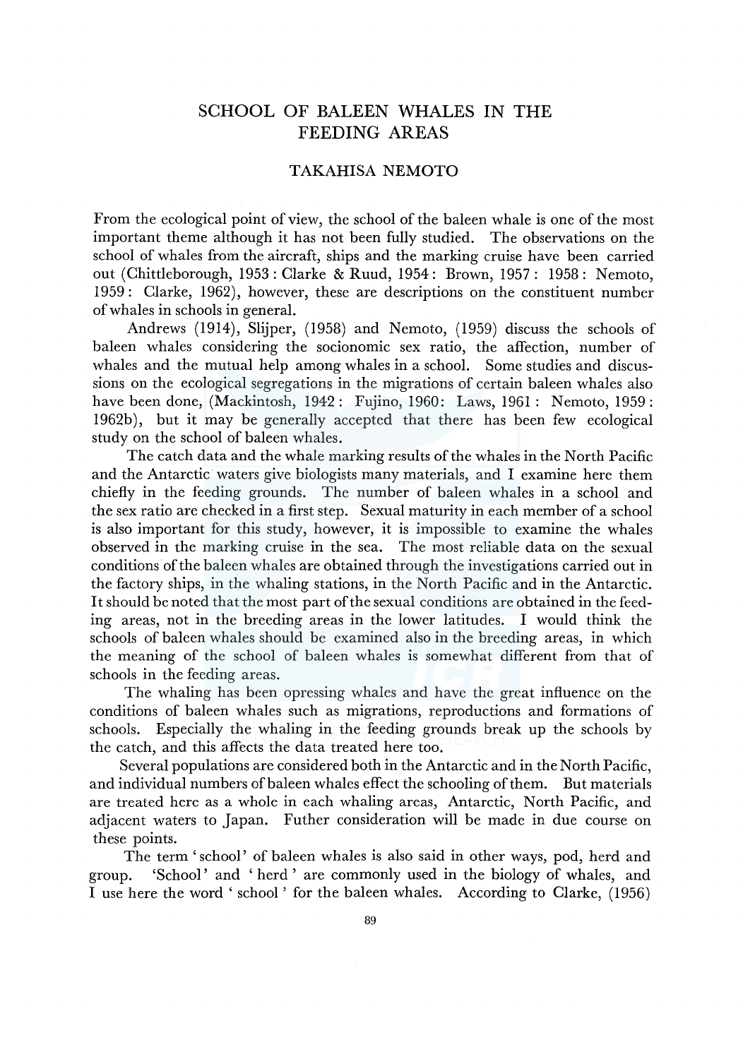# SCHOOL OF BALEEN WHALES IN THE FEEDING AREAS

## TAKAHISA NEMOTO

From the ecological point of view, the school of the baleen whale is one of the most important theme although it has not been fully studied. The observations on the school of whales from the aircraft, ships and the marking cruise have been carried out (Chittleborough, 1953 : Clarke & Ruud, 1954 : Brown, 1957 : 1958 : Nemoto, 1959 : Clarke, 1962), however, these are descriptions on the constituent number of whales in schools in general.

Andrews (1914), Slijper, (1958) and Nemoto, (1959) discuss the schools of baleen whales considering the socionomic sex ratio, the affection, number of whales and the mutual help among whales in a school. Some studies and discussions on the ecological segregations in the migrations of certain baleen whales also have been done, (Mackintosh, 1942 : Fujino, 1960 : Laws, 1961 : Nemoto, 1959 : 1962b), but it may be generally accepted that there has been few ecological study on the school of baleen whales.

The catch data and the whale marking results of the whales in the North Pacific and the Antarctic waters give biologists many materials, and I examine here them chiefly in the feeding grounds. The number of baleen whales in a school and the sex ratio are checked in a first step. Sexual maturity in each member of a school is also important for this study, however, it is impossible to examine the whales observed in the marking cruise in the sea. The most reliable data on the sexual conditions of the baleen whales are obtained through the investigations carried out in the factory ships, in the whaling stations, in the North Pacific and in the Antarctic. It should be noted that the most part of the sexual conditions are obtained in the feeding areas, not in the breeding areas in the lower latitudes. I would think the schools of baleen whales should be examined also in the breeding areas, in which the meaning of the school of baleen whales is somewhat different from that of schools in the feeding areas.

The whaling has been opressing whales and have the great influence on the conditions of baleen whales such as migrations, reproductions and formations of schools. Especially the whaling in the feeding grounds break up the schools by the catch, and this affects the data treated here too.

Several populations are considered both in the Antarctic and in the North Pacific, and individual numbers of baleen whales effect the schooling of them. But materials are treated here as a whole in each whaling areas, Antarctic, North Pacific, and adjacent waters to Japan. Futher consideration will be made in due course on these points.

The term 'school' of baleen whales is also said in other ways, pod, herd and group. 'School' and 'herd' are commonly used in the biology of whales, and I use here the word 'school' for the baleen whales. According to Clarke, (1956)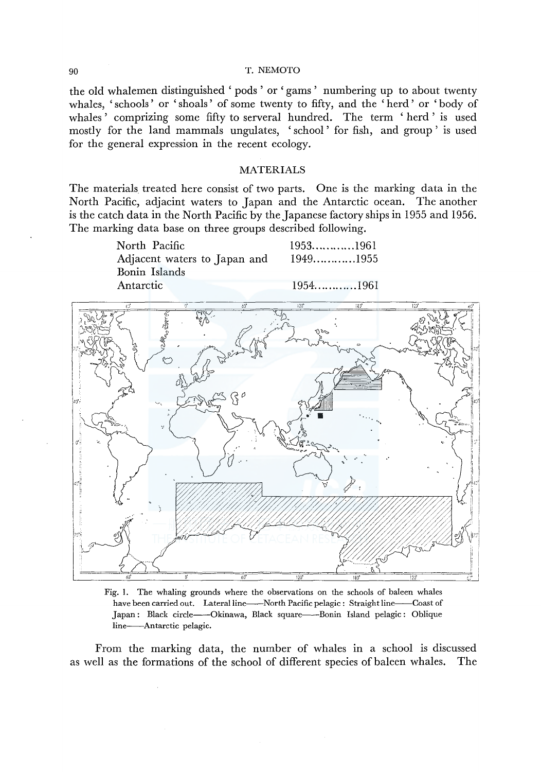the old whalemen distinguished ' pods ' or ' gams ' numbering up to about twenty whales, ' schools ' or ' shoals ' of some twenty to fifty, and the ' herd ' or ' body of whales ' comprizing some fifty to serveral hundred. The term ' herd ' is used mostly for the land mammals ungulates, ' school ' for fish, and group ' is used for the general expression in the recent ecology.

## MATERIALS

The materials treated here consist of two parts. One is the marking data in the North Pacific, adjacint waters to Japan and the Antarctic ocean. The another is the catch data in the North Pacific by the Japanese factory ships in 1955 and 1956. The marking data base on three groups described following.

| | |
|---|---|
| North Pacific | 1953............1961 |
| Adjacent waters to Japan and Bonin Islands | 1949............1955 |
| Antarctic | 1954............1961 |

Fig. 1. The whaling grounds where the observations on the schools of baleen whales have been carried out. Lateral line——North Pacific pelagic : Straight line——Coast of Japan : Black circle——Okinawa, Black square——Bonin Island pelagic : Oblique line——Antarctic pelagic.

From the marking data, the number of whales in a school is discussed as well as the formations of the school of different species of baleen whales. The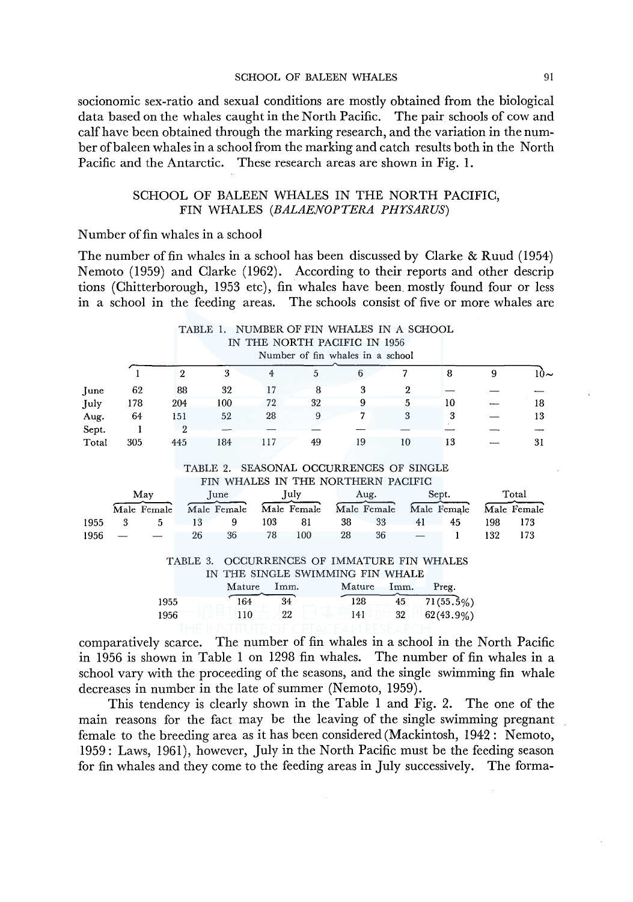socionomic sex-ratio and sexual conditions are mostly obtained from the biological data based on the whales caught in the North Pacific. The pair schools of cow and calf have been obtained through the marking research, and the variation in the number of baleen whales in a school from the marking and catch results both in the North Pacific and the Antarctic. These research areas are shown in Fig. 1.

## SCHOOL OF BALEEN WHALES IN THE NORTH PACIFIC, FIN WHALES (*BALAENOPTERA PHYSARUS*)

### Number of fin whales in a school

The number of fin whales in a school has been discussed by Clarke & Ruud (1954) Nemoto (1959) and Clarke (1962). According to their reports and other descrip tions (Chitterborough, 1953 etc), fin whales have been mostly found four or less in a school in the feeding areas. The schools consist of five or more whales are comparatively scarce. The number of fin whales in a school in the North Pacific in 1956 is shown in Table 1 on 1298 fin whales. The number of fin whales in a school vary with the proceeding of the seasons, and the single swimming fin whale decreases in number in the late of summer (Nemoto, 1959).

TABLE 1. NUMBER OF FIN WHALES IN A SCHOOL IN THE NORTH PACIFIC IN 1956

| | Number of fin whales in a school | | | | | | | | | |
|---|---|---|---|---|---|---|---|---|---|---|
| | 1 | 2 | 3 | 4 | 5 | 6 | 7 | 8 | 9 | 10~ |
| June | 62 | 88 | 32 | 17 | 8 | 3 | 2 | — | — | — |
| July | 178 | 204 | 100 | 72 | 32 | 9 | 5 | 10 | — | 18 |
| Aug. | 64 | 151 | 52 | 28 | 9 | 7 | 3 | 3 | — | 13 |
| Sept. | 1 | 2 | — | — | — | — | — | — | — | — |
| Total | 305 | 445 | 184 | 117 | 49 | 19 | 10 | 13 | — | 31 |

TABLE 2. SEASONAL OCCURRENCES OF SINGLE FIN WHALES IN THE NORTHERN PACIFIC

| | May | | June | | July | | Aug. | | Sept. | | Total | |
|---|---|---|---|---|---|---|---|---|---|---|---|---|
| | Male | Female | Male | Female | Male | Female | Male | Female | Male | Female | Male | Female |
| 1955 | 3 | 5 | 13 | 9 | 103 | 81 | 38 | 33 | 41 | 45 | 198 | 173 |
| 1956 | — | — | 26 | 36 | 78 | 100 | 28 | 36 | — | 1 | 132 | 173 |

TABLE 3. OCCURRENCES OF IMMATURE FIN WHALES IN THE SINGLE SWIMMING FIN WHALE

| | Mature | Imm. | Mature | Imm. | Preg. |
|---|---|---|---|---|---|
| 1955 | 164 | 34 | 128 | 45 | 71(55.5%) |
| 1956 | 110 | 22 | 141 | 32 | 62(43.9%) |

This tendency is clearly shown in the Table 1 and Fig. 2. The one of the main reasons for the fact may be the leaving of the single swimming pregnant female to the breeding area as it has been considered (Mackintosh, 1942: Nemoto, 1959: Laws, 1961), however, July in the North Pacific must be the feeding season for fin whales and they come to the feeding areas in July successively. The forma-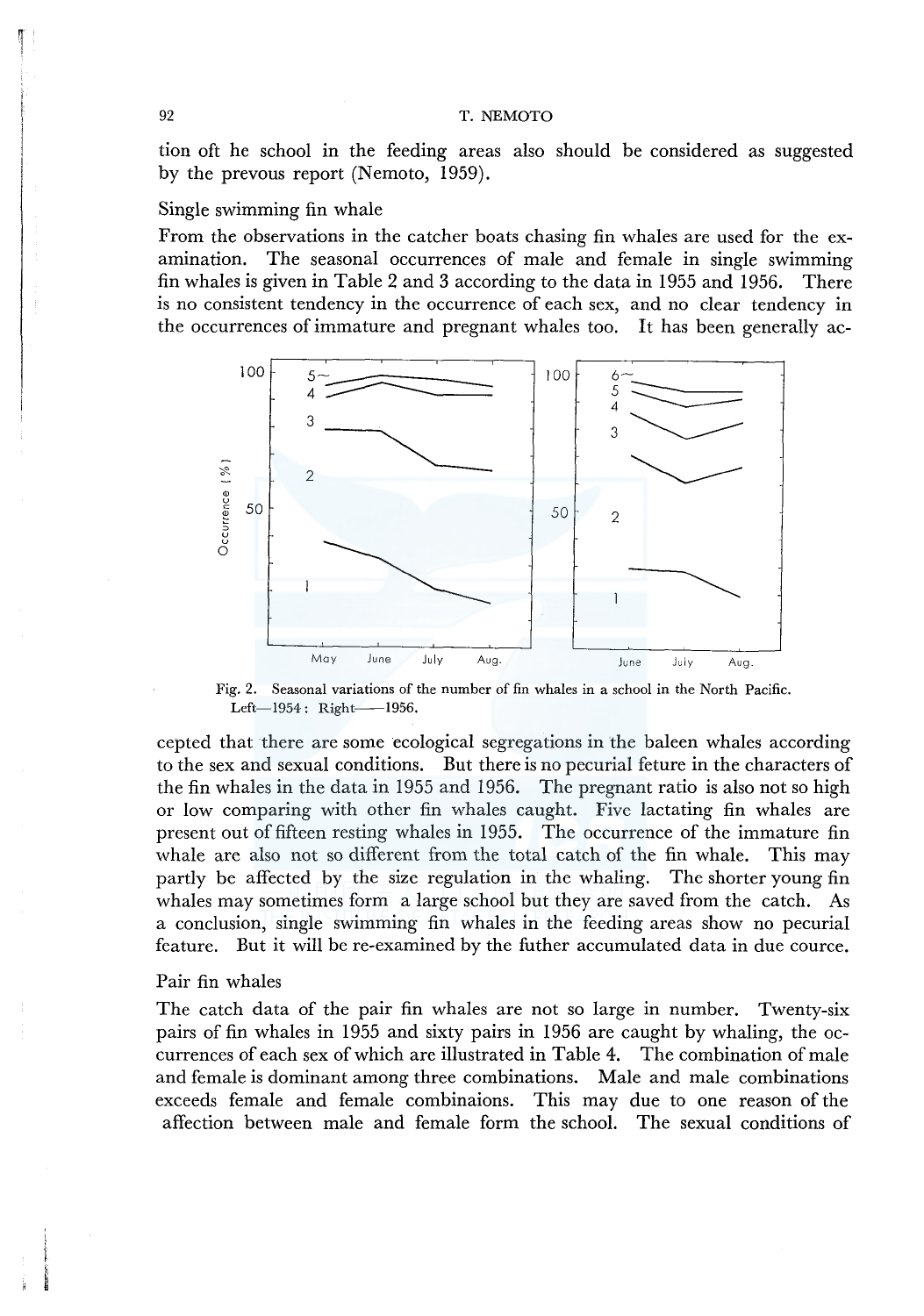tion oft he school in the feeding areas also should be considered as suggested by the prevous report (Nemoto, 1959).

### Single swimming fin whale

From the observations in the catcher boats chasing fin whales are used for the examination. The seasonal occurrences of male and female in single swimming fin whales is given in Table 2 and 3 according to the data in 1955 and 1956. There is no consistent tendency in the occurrence of each sex, and no clear tendency in the occurrences of immature and pregnant whales too. It has been generally accepted that there are some ecological segregations in the baleen whales according to the sex and sexual conditions. But there is no pecurial feture in the characters of the fin whales in the data in 1955 and 1956. The pregnant ratio is also not so high or low comparing with other fin whales caught. Five lactating fin whales are present out of fifteen resting whales in 1955. The occurrence of the immature fin whale are also not so different from the total catch of the fin whale. This may partly be affected by the size regulation in the whaling. The shorter young fin whales may sometimes form a large school but they are saved from the catch. As a conclusion, single swimming fin whales in the feeding areas show no pecurial feature. But it will be re-examined by the futher accumulated data in due cource.

Fig. 2. Seasonal variations of the number of fin whales in a school in the North Pacific. Left—1954: Right——1956.

### Pair fin whales

The catch data of the pair fin whales are not so large in number. Twenty-six pairs of fin whales in 1955 and sixty pairs in 1956 are caught by whaling, the occurrences of each sex of which are illustrated in Table 4. The combination of male and female is dominant among three combinations. Male and male combinations exceeds female and female combinaions. This may due to one reason of the affection between male and female form the school. The sexual conditions of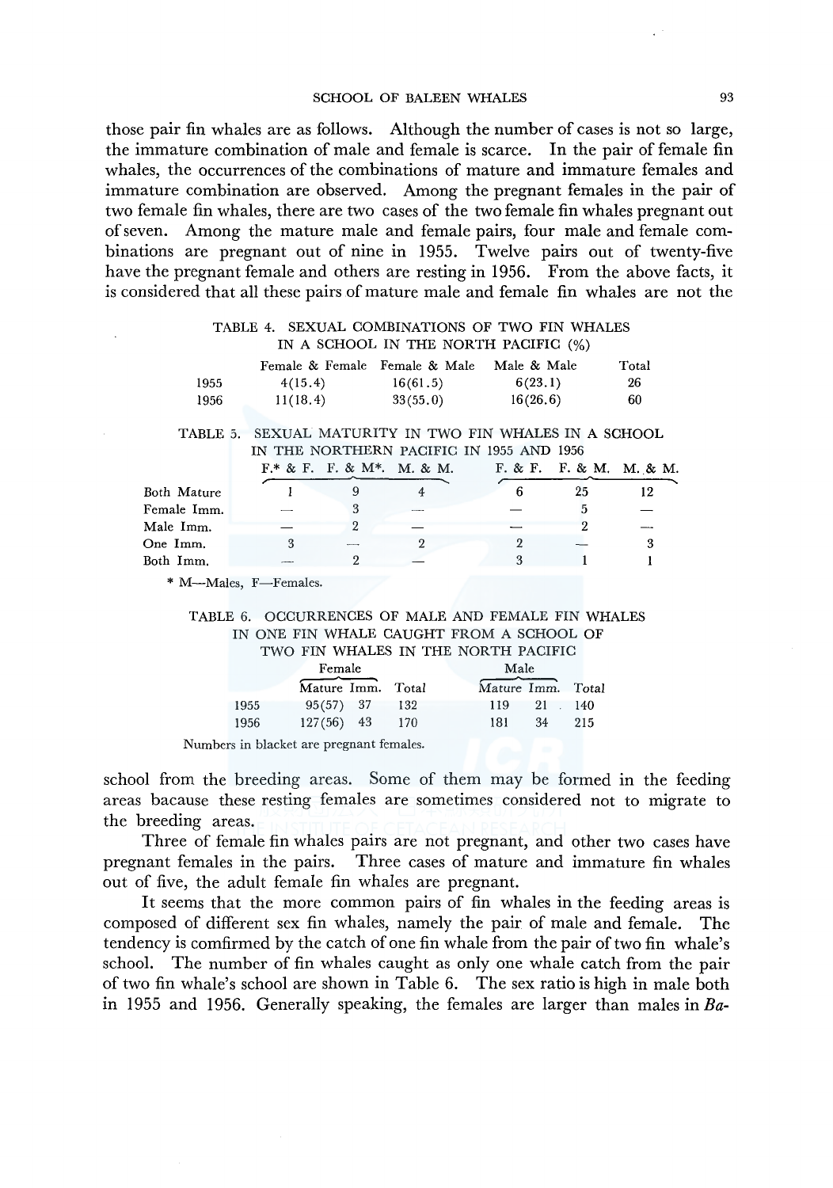those pair fin whales are as follows. Although the number of cases is not so large, the immature combination of male and female is scarce. In the pair of female fin whales, the occurrences of the combinations of mature and immature females and immature combination are observed. Among the pregnant females in the pair of two female fin whales, there are two cases of the two female fin whales pregnant out of seven. Among the mature male and female pairs, four male and female combinations are pregnant out of nine in 1955. Twelve pairs out of twenty-five have the pregnant female and others are resting in 1956. From the above facts, it is considered that all these pairs of mature male and female fin whales are not the school from the breeding areas. Some of them may be formed in the feeding areas bacause these resting females are sometimes considered not to migrate to the breeding areas.

TABLE 4. SEXUAL COMBINATIONS OF TWO FIN WHALES IN A SCHOOL IN THE NORTH PACIFIC (%)

| | Female & Female | Female & Male | Male & Male | Total |
|---|---|---|---|---|
| 1955 | 4(15.4) | 16(61.5) | 6(23.1) | 26 |
| 1956 | 11(18.4) | 33(55.0) | 16(26.6) | 60 |

TABLE 5. SEXUAL MATURITY IN TWO FIN WHALES IN A SCHOOL IN THE NORTHERN PACIFIC IN 1955 AND 1956

| | F.* & F. | F. & M*. | M. & M. | F. & F. | F. & M. | M. & M. |
|---|---|---|---|---|---|---|
| Both Mature | 1 | 9 | 4 | 6 | 25 | 12 |
| Female Imm. | — | 3 | — | — | 5 | — |
| Male Imm. | — | 2 | — | — | 2 | — |
| One Imm. | 3 | — | 2 | 2 | — | 3 |
| Both Imm. | — | 2 | — | 3 | 1 | 1 |

\* M—Males, F—Females.

TABLE 6. OCCURRENCES OF MALE AND FEMALE FIN WHALES IN ONE FIN WHALE CAUGHT FROM A SCHOOL OF TWO FIN WHALES IN THE NORTH PACIFIC

| | Female | | | Male | | |
|---|---|---|---|---|---|---|
| | Mature | Imm. | Total | Mature | Imm. | Total |
| 1955 | 95(57) | 37 | 132 | 119 | 21 | 140 |
| 1956 | 127(56) | 43 | 170 | 181 | 34 | 215 |

Numbers in blacket are pregnant females.

Three of female fin whales pairs are not pregnant, and other two cases have pregnant females in the pairs. Three cases of mature and immature fin whales out of five, the adult female fin whales are pregnant.

It seems that the more common pairs of fin whales in the feeding areas is composed of different sex fin whales, namely the pair of male and female. The tendency is comfirmed by the catch of one fin whale from the pair of two fin whale's school. The number of fin whales caught as only one whale catch from the pair of two fin whale's school are shown in Table 6. The sex ratio is high in male both in 1955 and 1956. Generally speaking, the females are larger than males in *Ba-*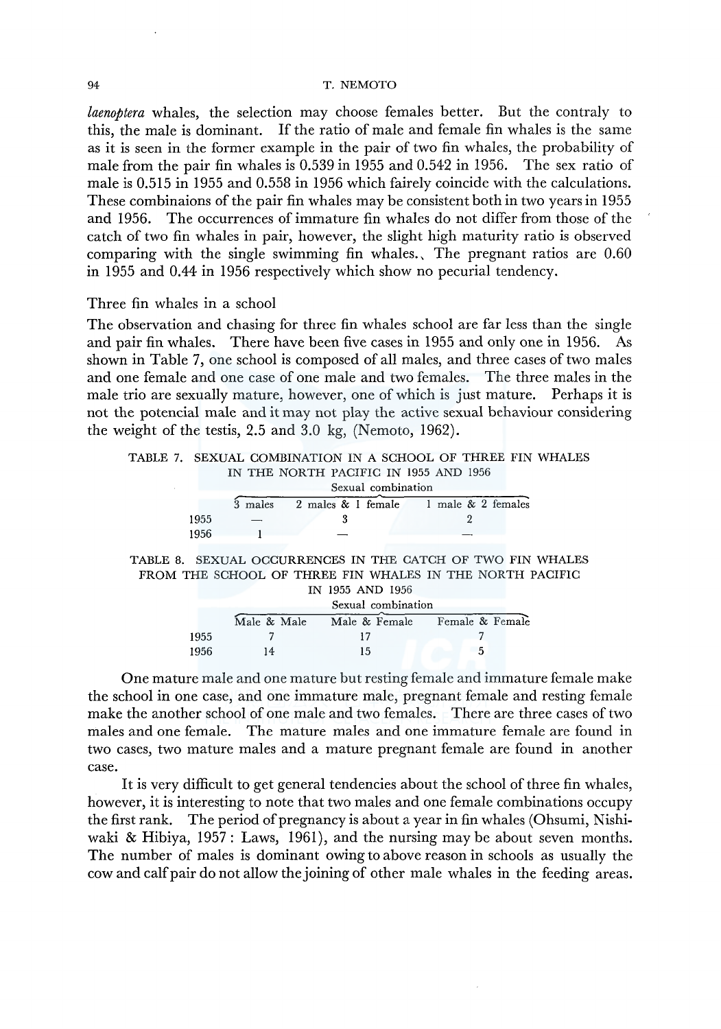*laenoptera* whales, the selection may choose females better. But the contraly to this, the male is dominant. If the ratio of male and female fin whales is the same as it is seen in the former example in the pair of two fin whales, the probability of male from the pair fin whales is 0.539 in 1955 and 0.542 in 1956. The sex ratio of male is 0.515 in 1955 and 0.558 in 1956 which fairely coincide with the calculations. These combinaions of the pair fin whales may be consistent both in two years in 1955 and 1956. The occurrences of immature fin whales do not differ from those of the catch of two fin whales in pair, however, the slight high maturity ratio is observed comparing with the single swimming fin whales., The pregnant ratios are 0.60 in 1955 and 0.44 in 1956 respectively which show no pecurial tendency.

## Three fin whales in a school

The observation and chasing for three fin whales school are far less than the single and pair fin whales. There have been five cases in 1955 and only one in 1956. As shown in Table 7, one school is composed of all males, and three cases of two males and one female and one case of one male and two females. The three males in the male trio are sexually mature, however, one of which is just mature. Perhaps it is not the potencial male and it may not play the active sexual behaviour considering the weight of the testis, 2.5 and 3.0 kg, (Nemoto, 1962).

TABLE 7. SEXUAL COMBINATION IN A SCHOOL OF THREE FIN WHALES IN THE NORTH PACIFIC IN 1955 AND 1956

| | Sexual combination | | |
|---|---|---|---|
| | 3 males | 2 males & 1 female | 1 male & 2 females |
| 1955 | — | 3 | 2 |
| 1956 | 1 | — | — |

TABLE 8. SEXUAL OCCURRENCES IN THE CATCH OF TWO FIN WHALES FROM THE SCHOOL OF THREE FIN WHALES IN THE NORTH PACIFIC IN 1955 AND 1956

| | Sexual combination | | |
|---|---|---|---|
| | Male & Male | Male & Female | Female & Female |
| 1955 | 7 | 17 | 7 |
| 1956 | 14 | 15 | 5 |

One mature male and one mature but resting female and immature female make the school in one case, and one immature male, pregnant female and resting female make the another school of one male and two females. There are three cases of two males and one female. The mature males and one immature female are found in two cases, two mature males and a mature pregnant female are found in another case.

It is very difficult to get general tendencies about the school of three fin whales, however, it is interesting to note that two males and one female combinations occupy the first rank. The period of pregnancy is about a year in fin whales (Ohsumi, Nishiwaki & Hibiya, 1957 : Laws, 1961), and the nursing may be about seven months. The number of males is dominant owing to above reason in schools as usually the cow and calf pair do not allow the joining of other male whales in the feeding areas.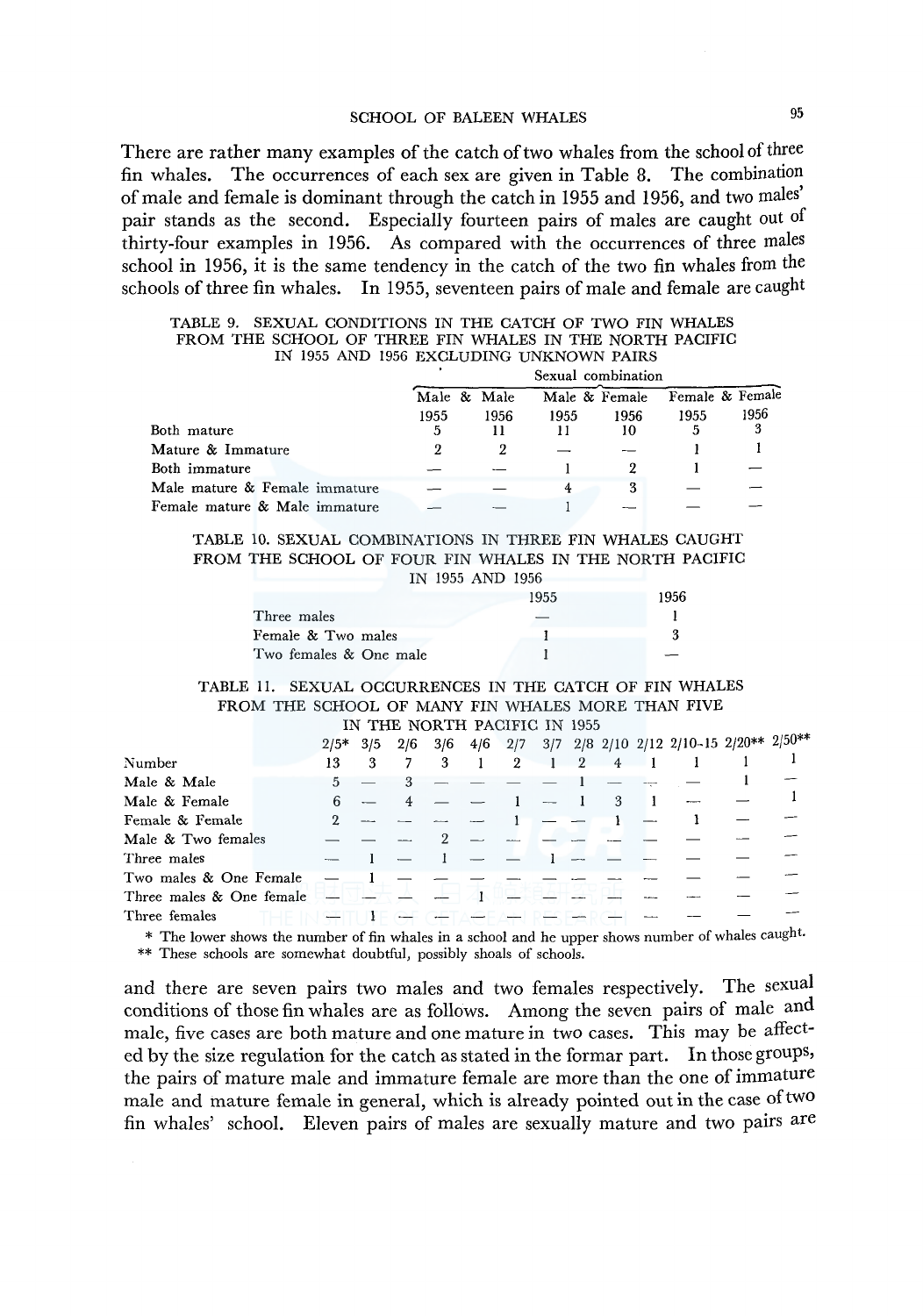There are rather many examples of the catch of two whales from the school of three fin whales. The occurrences of each sex are given in Table 8. The combination of male and female is dominant through the catch in 1955 and 1956, and two males' pair stands as the second. Especially fourteen pairs of males are caught out of thirty-four examples in 1956. As compared with the occurrences of three males school in 1956, it is the same tendency in the catch of the two fin whales from the schools of three fin whales. In 1955, seventeen pairs of male and female are caught

TABLE 9. SEXUAL CONDITIONS IN THE CATCH OF TWO FIN WHALES FROM THE SCHOOL OF THREE FIN WHALES IN THE NORTH PACIFIC IN 1955 AND 1956 EXCLUDING UNKNOWN PAIRS

| | Sexual combination | | | | | |
|---|---|---|---|---|---|---|
| | Male & Male | | Male & Female | | Female & Female | |
| | 1955 | 1956 | 1955 | 1956 | 1955 | 1956 |
| Both mature | 5 | 11 | 11 | 10 | 5 | 3 |
| Mature & Immature | 2 | 2 | — | — | 1 | 1 |
| Both immature | — | — | 1 | 2 | 1 | — |
| Male mature & Female immature | — | — | 4 | 3 | — | — |
| Female mature & Male immature | — | — | 1 | — | — | — |

TABLE 10. SEXUAL COMBINATIONS IN THREE FIN WHALES CAUGHT FROM THE SCHOOL OF FOUR FIN WHALES IN THE NORTH PACIFIC IN 1955 AND 1956

| | 1955 | 1956 |
|---|---|---|
| Three males | — | 1 |
| Female & Two males | 1 | 3 |
| Two females & One male | 1 | — |

TABLE 11. SEXUAL OCCURRENCES IN THE CATCH OF FIN WHALES FROM THE SCHOOL OF MANY FIN WHALES MORE THAN FIVE IN THE NORTH PACIFIC IN 1955

| | 2/5* | 3/5 | 2/6 | 3/6 | 4/6 | 2/7 | 3/7 | 2/8 | 2/10 | 2/12 | 2/10-15 | 2/20** | 2/50** |
|---|---|---|---|---|---|---|---|---|---|---|---|---|---|
| Number | 13 | 3 | 7 | 3 | 1 | 2 | 1 | 2 | 4 | 1 | 1 | 1 | 1 |
| Male & Male | 5 | — | 3 | — | — | — | — | 1 | — | — | — | 1 | — |
| Male & Female | 6 | — | 4 | — | — | 1 | — | 1 | 3 | 1 | — | — | 1 |
| Female & Female | 2 | — | — | — | — | 1 | — | — | 1 | — | 1 | — | — |
| Male & Two females | — | — | — | 2 | — | — | — | — | — | — | — | — | — |
| Three males | — | 1 | — | 1 | — | — | 1 | — | — | — | — | — | — |
| Two males & One Female | — | 1 | — | — | — | — | — | — | — | — | — | — | — |
| Three males & One female | — | — | — | — | 1 | — | — | — | — | — | — | — | — |
| Three females | — | 1 | — | — | — | — | — | — | — | — | — | — | — |

\* The lower shows the number of fin whales in a school and he upper shows number of whales caught.
\*\* These schools are somewhat doubtful, possibly shoals of schools.

and there are seven pairs two males and two females respectively. The sexual conditions of those fin whales are as follows. Among the seven pairs of male and male, five cases are both mature and one mature in two cases. This may be affected by the size regulation for the catch as stated in the formar part. In those groups, the pairs of mature male and immature female are more than the one of immature male and mature female in general, which is already pointed out in the case of two fin whales' school. Eleven pairs of males are sexually mature and two pairs are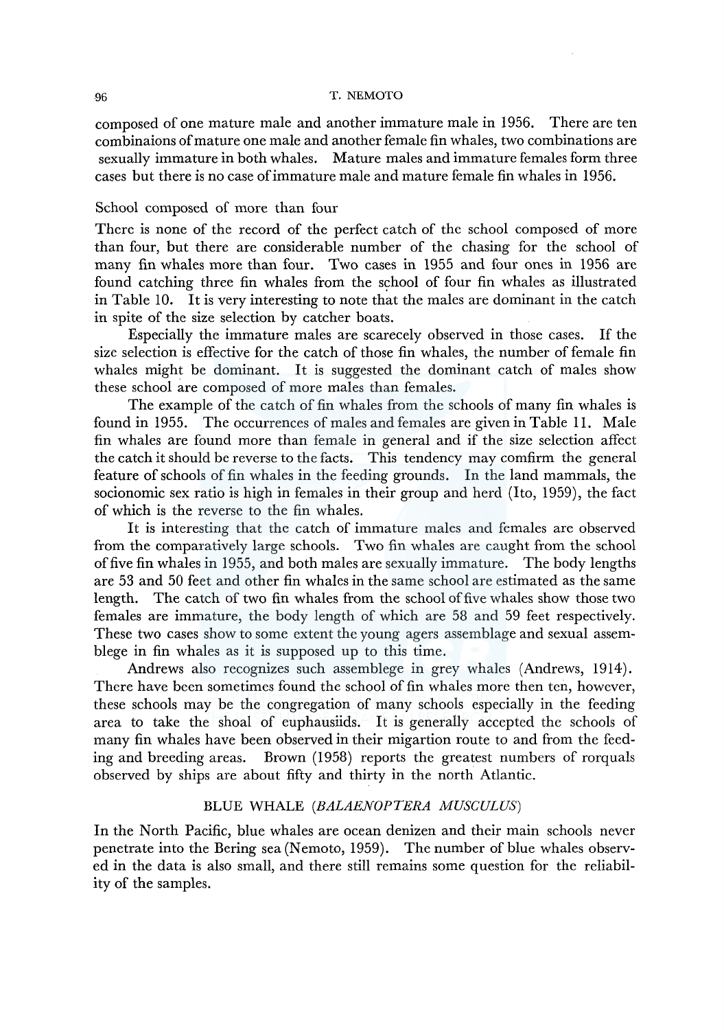composed of one mature male and another immature male in 1956. There are ten combinaions of mature one male and another female fin whales, two combinations are sexually immature in both whales. Mature males and immature females form three cases but there is no case of immature male and mature female fin whales in 1956.

### School composed of more than four

There is none of the record of the perfect catch of the school composed of more than four, but there are considerable number of the chasing for the school of many fin whales more than four. Two cases in 1955 and four ones in 1956 are found catching three fin whales from the school of four fin whales as illustrated in Table 10. It is very interesting to note that the males are dominant in the catch in spite of the size selection by catcher boats.

Especially the immature males are scarecely observed in those cases. If the size selection is effective for the catch of those fin whales, the number of female fin whales might be dominant. It is suggested the dominant catch of males show these school are composed of more males than females.

The example of the catch of fin whales from the schools of many fin whales is found in 1955. The occurrences of males and females are given in Table 11. Male fin whales are found more than female in general and if the size selection affect the catch it should be reverse to the facts. This tendency may comfirm the general feature of schools of fin whales in the feeding grounds. In the land mammals, the socionomic sex ratio is high in females in their group and herd (Ito, 1959), the fact of which is the reverse to the fin whales.

It is interesting that the catch of immature males and females are observed from the comparatively large schools. Two fin whales are caught from the school of five fin whales in 1955, and both males are sexually immature. The body lengths are 53 and 50 feet and other fin whales in the same school are estimated as the same length. The catch of two fin whales from the school of five whales show those two females are immature, the body length of which are 58 and 59 feet respectively. These two cases show to some extent the young agers assemblage and sexual assemblege in fin whales as it is supposed up to this time.

Andrews also recognizes such assemblege in grey whales (Andrews, 1914). There have been sometimes found the school of fin whales more then ten, however, these schools may be the congregation of many schools especially in the feeding area to take the shoal of euphausiids. It is generally accepted the schools of many fin whales have been observed in their migartion route to and from the feeding and breeding areas. Brown (1958) reports the greatest numbers of rorquals observed by ships are about fifty and thirty in the north Atlantic.

## BLUE WHALE (*BALAENOPTERA MUSCULUS*)

In the North Pacific, blue whales are ocean denizen and their main schools never penetrate into the Bering sea (Nemoto, 1959). The number of blue whales observed in the data is also small, and there still remains some question for the reliability of the samples.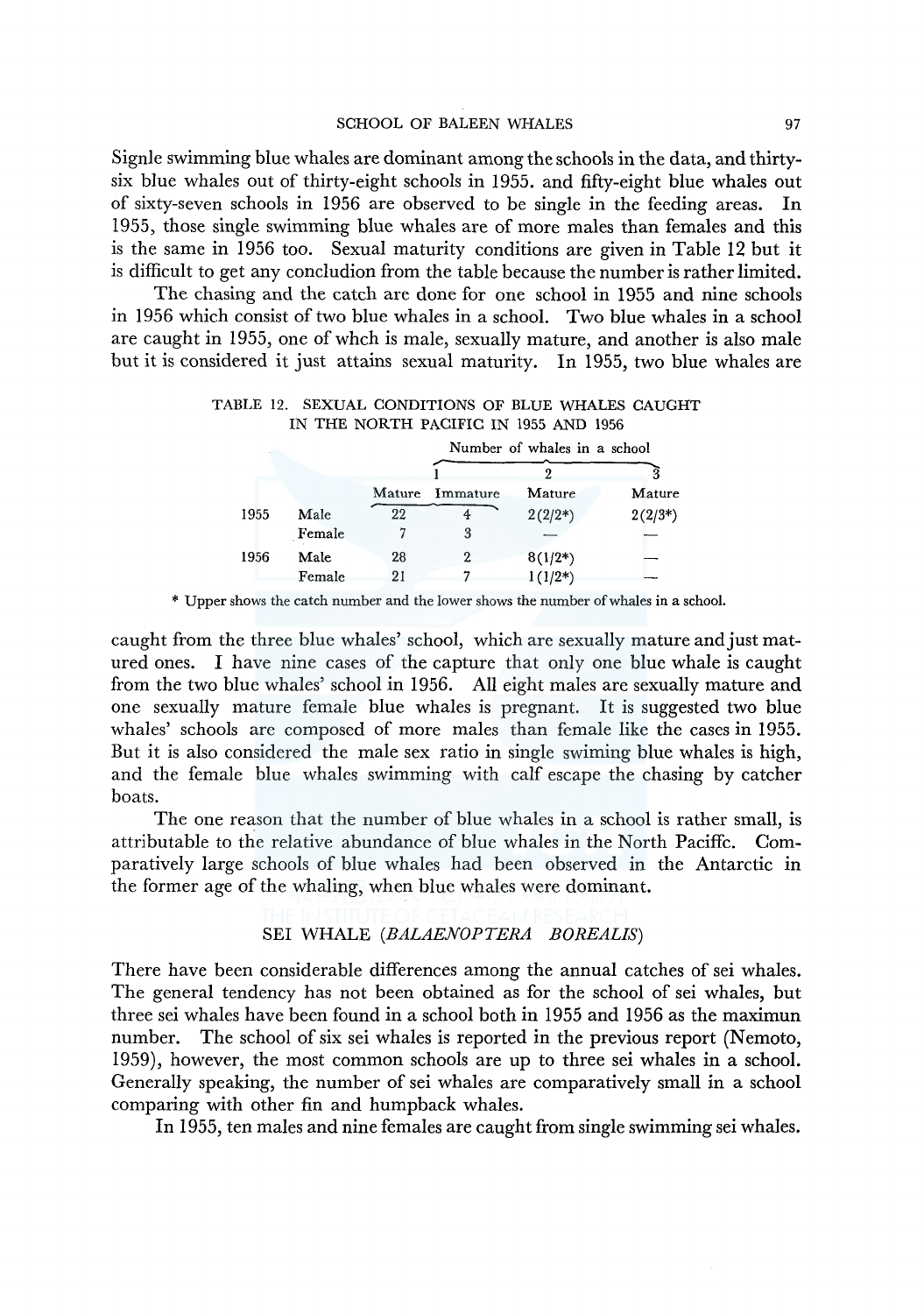Signle swimming blue whales are dominant among the schools in the data, and thirty-six blue whales out of thirty-eight schools in 1955. and fifty-eight blue whales out of sixty-seven schools in 1956 are observed to be single in the feeding areas. In 1955, those single swimming blue whales are of more males than females and this is the same in 1956 too. Sexual maturity conditions are given in Table 12 but it is difficult to get any concludion from the table because the number is rather limited.

The chasing and the catch are done for one school in 1955 and nine schools in 1956 which consist of two blue whales in a school. Two blue whales in a school are caught in 1955, one of whch is male, sexually mature, and another is also male but it is considered it just attains sexual maturity. In 1955, two blue whales are caught from the three blue whales' school, which are sexually mature and just matured ones. I have nine cases of the capture that only one blue whale is caught from the two blue whales' school in 1956. All eight males are sexually mature and one sexually mature female blue whales is pregnant. It is suggested two blue whales' schools are composed of more males than female like the cases in 1955. But it is also considered the male sex ratio in single swiming blue whales is high, and the female blue whales swimming with calf escape the chasing by catcher boats.

TABLE 12. SEXUAL CONDITIONS OF BLUE WHALES CAUGHT IN THE NORTH PACIFIC IN 1955 AND 1956

| | | Number of whales in a school | | | |
|---|---|---|---|---|---|
| | | 1 | | 2 | 3 |
| | | Mature | Immature | Mature | Mature |
| 1955 | Male | 22 | 4 | 2(2/2*) | 2(2/3*) |
| | Female | 7 | 3 | — | — |
| 1956 | Male | 28 | 2 | 8(1/2*) | — |
| | Female | 21 | 7 | 1(1/2*) | — |

\* Upper shows the catch number and the lower shows the number of whales in a school.

The one reason that the number of blue whales in a school is rather small, is attributable to the relative abundance of blue whales in the North Paciffc. Comparatively large schools of blue whales had been observed in the Antarctic in the former age of the whaling, when blue whales were dominant.

## SEI WHALE (*BALAENOPTERA BOREALIS*)

There have been considerable differences among the annual catches of sei whales. The general tendency has not been obtained as for the school of sei whales, but three sei whales have been found in a school both in 1955 and 1956 as the maximun number. The school of six sei whales is reported in the previous report (Nemoto, 1959), however, the most common schools are up to three sei whales in a school. Generally speaking, the number of sei whales are comparatively small in a school comparing with other fin and humpback whales.

In 1955, ten males and nine females are caught from single swimming sei whales.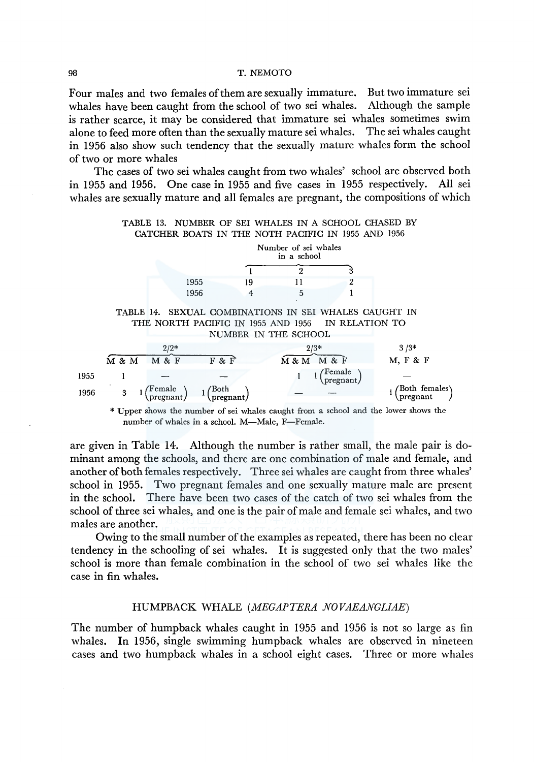Four males and two females of them are sexually immature. But two immature sei whales have been caught from the school of two sei whales. Although the sample is rather scarce, it may be considered that immature sei whales sometimes swim alone to feed more often than the sexually mature sei whales. The sei whales caught in 1956 also show such tendency that the sexually mature whales form the school of two or more whales

The cases of two sei whales caught from two whales' school are observed both in 1955 and 1956. One case in 1955 and five cases in 1955 respectively. All sei whales are sexually mature and all females are pregnant, the compositions of which

TABLE 13. NUMBER OF SEI WHALES IN A SCHOOL CHASED BY CATCHER BOATS IN THE NOTH PACIFIC IN 1955 AND 1956

| | Number of sei whales in a school | | |
|---|---|---|---|
| | 1 | 2 | 3 |
| 1955 | 19 | 11 | 2 |
| 1956 | 4 | 5 | 1 |

TABLE 14. SEXUAL COMBINATIONS IN SEI WHALES CAUGHT IN THE NORTH PACIFIC IN 1955 AND 1956 IN RELATION TO NUMBER IN THE SCHOOL

| | 2/2* | | | 2/3* | | 3/3* |
|---|---|---|---|---|---|---|
| | M & M | M & F | F & F | M & M | M & F | M, F & F |
| 1955 | 1 | — | — | 1 | 1 (Female pregnant) | — |
| 1956 | 3 | 1 (Female pregnant) | 1 (Both pregnant) | — | — | 1 (Both females pregnant) |

\* Upper shows the number of sei whales caught from a school and the lower shows the number of whales in a school. M—Male, F—Female.

are given in Table 14. Although the number is rather small, the male pair is dominant among the schools, and there are one combination of male and female, and another of both females respectively. Three sei whales are caught from three whales' school in 1955. Two pregnant females and one sexually mature male are present in the school. There have been two cases of the catch of two sei whales from the school of three sei whales, and one is the pair of male and female sei whales, and two males are another.

Owing to the small number of the examples as repeated, there has been no clear tendency in the schooling of sei whales. It is suggested only that the two males' school is more than female combination in the school of two sei whales like the case in fin whales.

## HUMPBACK WHALE (*MEGAPTERA NOVAEANGLIAE*)

The number of humpback whales caught in 1955 and 1956 is not so large as fin whales. In 1956, single swimming humpback whales are observed in nineteen cases and two humpback whales in a school eight cases. Three or more whales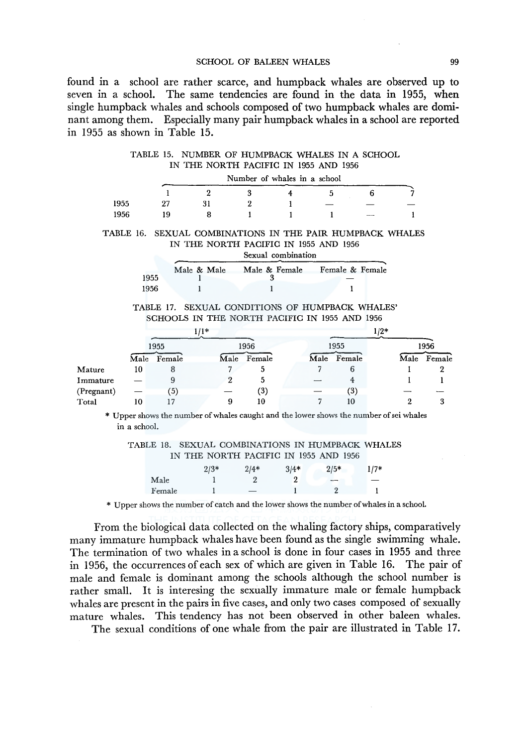found in a school are rather scarce, and humpback whales are observed up to seven in a school. The same tendencies are found in the data in 1955, when single humpback whales and schools composed of two humpback whales are dominant among them. Especially many pair humpback whales in a school are reported in 1955 as shown in Table 15.

TABLE 15. NUMBER OF HUMPBACK WHALES IN A SCHOOL IN THE NORTH PACIFIC IN 1955 AND 1956

| | Number of whales in a school | | | | | | |
|---|---|---|---|---|---|---|---|
| | 1 | 2 | 3 | 4 | 5 | 6 | 7 |
| 1955 | 27 | 31 | 2 | 1 | — | — | — |
| 1956 | 19 | 8 | 1 | 1 | 1 | — | 1 |

TABLE 16. SEXUAL COMBINATIONS IN THE PAIR HUMPBACK WHALES IN THE NORTH PACIFIC IN 1955 AND 1956

| | Sexual combination | | |
|---|---|---|---|
| | Male & Male | Male & Female | Female & Female |
| 1955 | 1 | 3 | — |
| 1956 | 1 | 1 | 1 |

TABLE 17. SEXUAL CONDITIONS OF HUMPBACK WHALES' SCHOOLS IN THE NORTH PACIFIC IN 1955 AND 1956

| | 1/1* | | | | 1/2* | | | |
|---|---|---|---|---|---|---|---|---|
| | 1955 | | 1956 | | 1955 | | 1956 | |
| | Male | Female | Male | Female | Male | Female | Male | Female |
| Mature | 10 | 8 | 7 | 5 | 7 | 6 | 1 | 2 |
| Immature | — | 9 | 2 | 5 | — | 4 | 1 | 1 |
| (Pregnant) | — | (5) | — | (3) | — | (3) | — | — |
| Total | 10 | 17 | 9 | 10 | 7 | 10 | 2 | 3 |

\* Upper shows the number of whales caught and the lower shows the number of sei whales in a school.

TABLE 18. SEXUAL COMBINATIONS IN HUMPBACK WHALES IN THE NORTH PACIFIC IN 1955 AND 1956

| | 2/3* | 2/4* | 3/4* | 2/5* | 1/7* |
|---|---|---|---|---|---|
| Male | 1 | 2 | 2 | — | — |
| Female | 1 | — | 1 | 2 | 1 |

\* Upper shows the number of catch and the lower shows the number of whales in a school.

From the biological data collected on the whaling factory ships, comparatively many immature humpback whales have been found as the single swimming whale. The termination of two whales in a school is done in four cases in 1955 and three in 1956, the occurrences of each sex of which are given in Table 16. The pair of male and female is dominant among the schools although the school number is rather small. It is interesing the sexually immature male or female humpback whales are present in the pairs in five cases, and only two cases composed of sexually mature whales. This tendency has not been observed in other baleen whales.

The sexual conditions of one whale from the pair are illustrated in Table 17.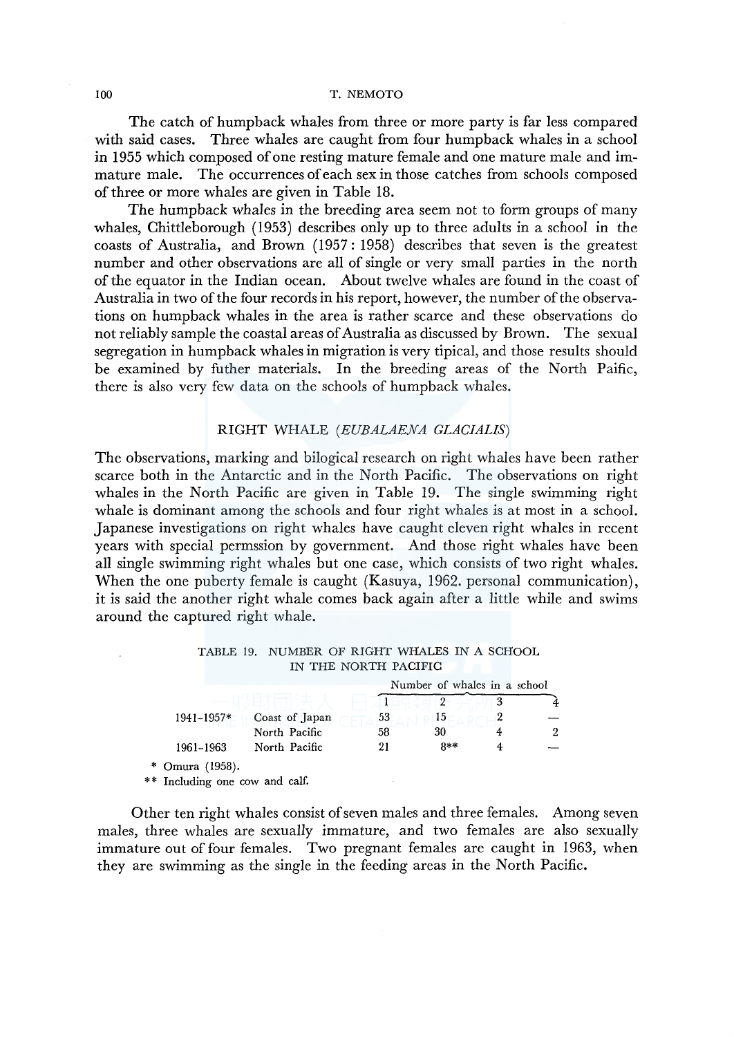The catch of humpback whales from three or more party is far less compared with said cases. Three whales are caught from four humpback whales in a school in 1955 which composed of one resting mature female and one mature male and immature male. The occurrences of each sex in those catches from schools composed of three or more whales are given in Table 18.

The humpback whales in the breeding area seem not to form groups of many whales, Chittleborough (1953) describes only up to three adults in a school in the coasts of Australia, and Brown (1957: 1958) describes that seven is the greatest number and other observations are all of single or very small parties in the north of the equator in the Indian ocean. About twelve whales are found in the coast of Australia in two of the four records in his report, however, the number of the observations on humpback whales in the area is rather scarce and these observations do not reliably sample the coastal areas of Australia as discussed by Brown. The sexual segregation in humpback whales in migration is very tipical, and those results should be examined by futher materials. In the breeding areas of the North Paific, there is also very few data on the schools of humpback whales.

## RIGHT WHALE (*EUBALAENA GLACIALIS*)

The observations, marking and bilogical research on right whales have been rather scarce both in the Antarctic and in the North Pacific. The observations on right whales in the North Pacific are given in Table 19. The single swimming right whale is dominant among the schools and four right whales is at most in a school. Japanese investigations on right whales have caught eleven right whales in recent years with special permssion by government. And those right whales have been all single swimming right whales but one case, which consists of two right whales. When the one puberty female is caught (Kasuya, 1962. personal communication), it is said the another right whale comes back again after a little while and swims around the captured right whale.

TABLE 19. NUMBER OF RIGHT WHALES IN A SCHOOL IN THE NORTH PACIFIC

| | | Number of whales in a school | | | |
|---|---|---|---|---|---|
| | | 1 | 2 | 3 | 4 |
| 1941–1957* | Coast of Japan | 53 | 15 | 2 | — |
| | North Pacific | 58 | 30 | 4 | 2 |
| 1961–1963 | North Pacific | 21 | 8** | 4 | — |

\* Omura (1958).

\*\* Including one cow and calf.

Other ten right whales consist of seven males and three females. Among seven males, three whales are sexually immature, and two females are also sexually immature out of four females. Two pregnant females are caught in 1963, when they are swimming as the single in the feeding areas in the North Pacific.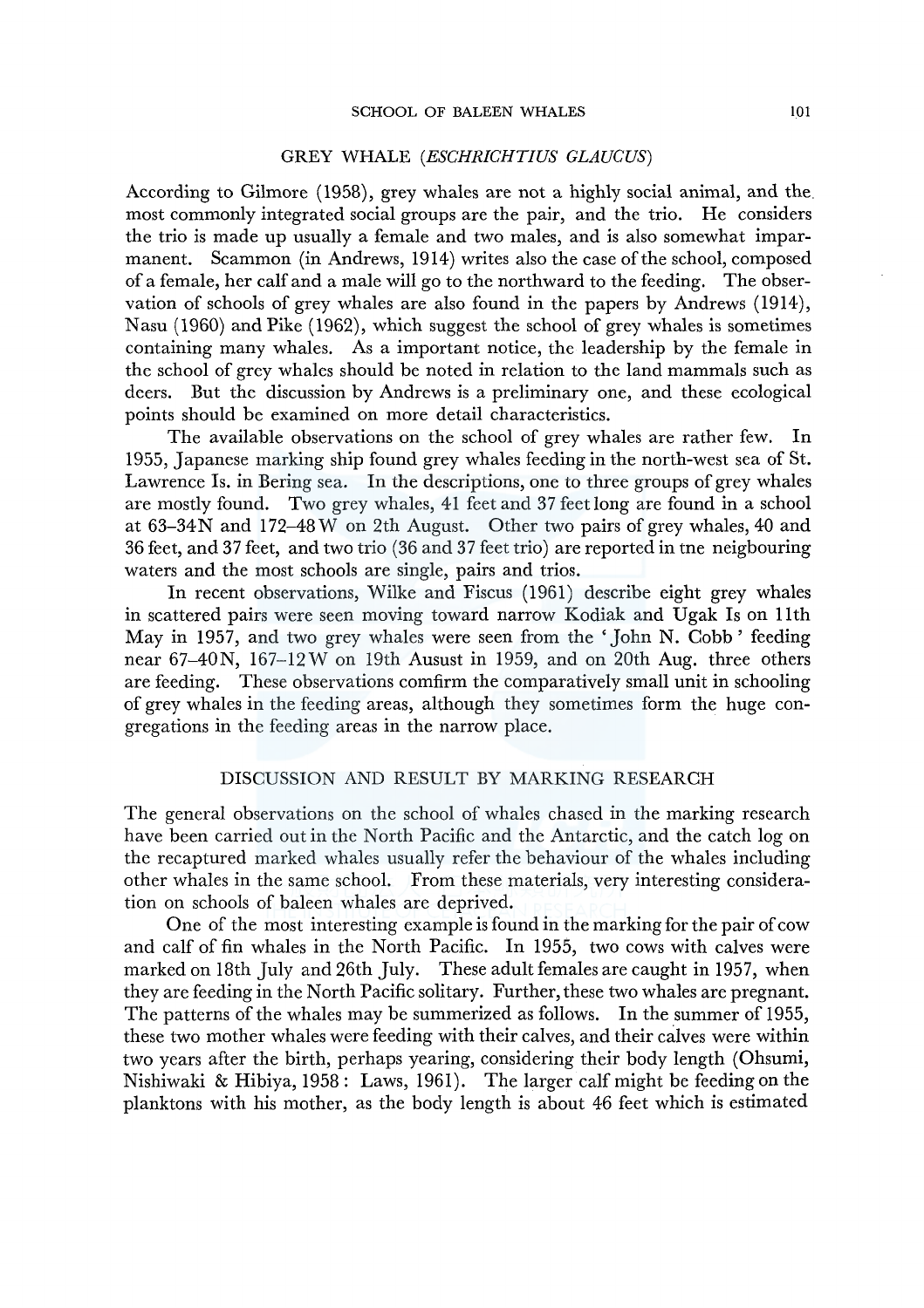## GREY WHALE (*ESCHRICHTIUS GLAUCUS*)

According to Gilmore (1958), grey whales are not a highly social animal, and the most commonly integrated social groups are the pair, and the trio. He considers the trio is made up usually a female and two males, and is also somewhat imparmanent. Scammon (in Andrews, 1914) writes also the case of the school, composed of a female, her calf and a male will go to the northward to the feeding. The observation of schools of grey whales are also found in the papers by Andrews (1914), Nasu (1960) and Pike (1962), which suggest the school of grey whales is sometimes containing many whales. As a important notice, the leadership by the female in the school of grey whales should be noted in relation to the land mammals such as deers. But the discussion by Andrews is a preliminary one, and these ecological points should be examined on more detail characteristics.

The available observations on the school of grey whales are rather few. In 1955, Japanese marking ship found grey whales feeding in the north-west sea of St. Lawrence Is. in Bering sea. In the descriptions, one to three groups of grey whales are mostly found. Two grey whales, 41 feet and 37 feet long are found in a school at 63–34N and 172–48W on 2th August. Other two pairs of grey whales, 40 and 36 feet, and 37 feet, and two trio (36 and 37 feet trio) are reported in tne neigbouring waters and the most schools are single, pairs and trios.

In recent observations, Wilke and Fiscus (1961) describe eight grey whales in scattered pairs were seen moving toward narrow Kodiak and Ugak Is on 11th May in 1957, and two grey whales were seen from the 'John N. Cobb' feeding near 67–40N, 167–12W on 19th Ausust in 1959, and on 20th Aug. three others are feeding. These observations comfirm the comparatively small unit in schooling of grey whales in the feeding areas, although they sometimes form the huge congregations in the feeding areas in the narrow place.

## DISCUSSION AND RESULT BY MARKING RESEARCH

The general observations on the school of whales chased in the marking research have been carried out in the North Pacific and the Antarctic, and the catch log on the recaptured marked whales usually refer the behaviour of the whales including other whales in the same school. From these materials, very interesting consideration on schools of baleen whales are deprived.

One of the most interesting example is found in the marking for the pair of cow and calf of fin whales in the North Pacific. In 1955, two cows with calves were marked on 18th July and 26th July. These adult females are caught in 1957, when they are feeding in the North Pacific solitary. Further, these two whales are pregnant. The patterns of the whales may be summerized as follows. In the summer of 1955, these two mother whales were feeding with their calves, and their calves were within two years after the birth, perhaps yearing, considering their body length (Ohsumi, Nishiwaki & Hibiya, 1958: Laws, 1961). The larger calf might be feeding on the planktons with his mother, as the body length is about 46 feet which is estimated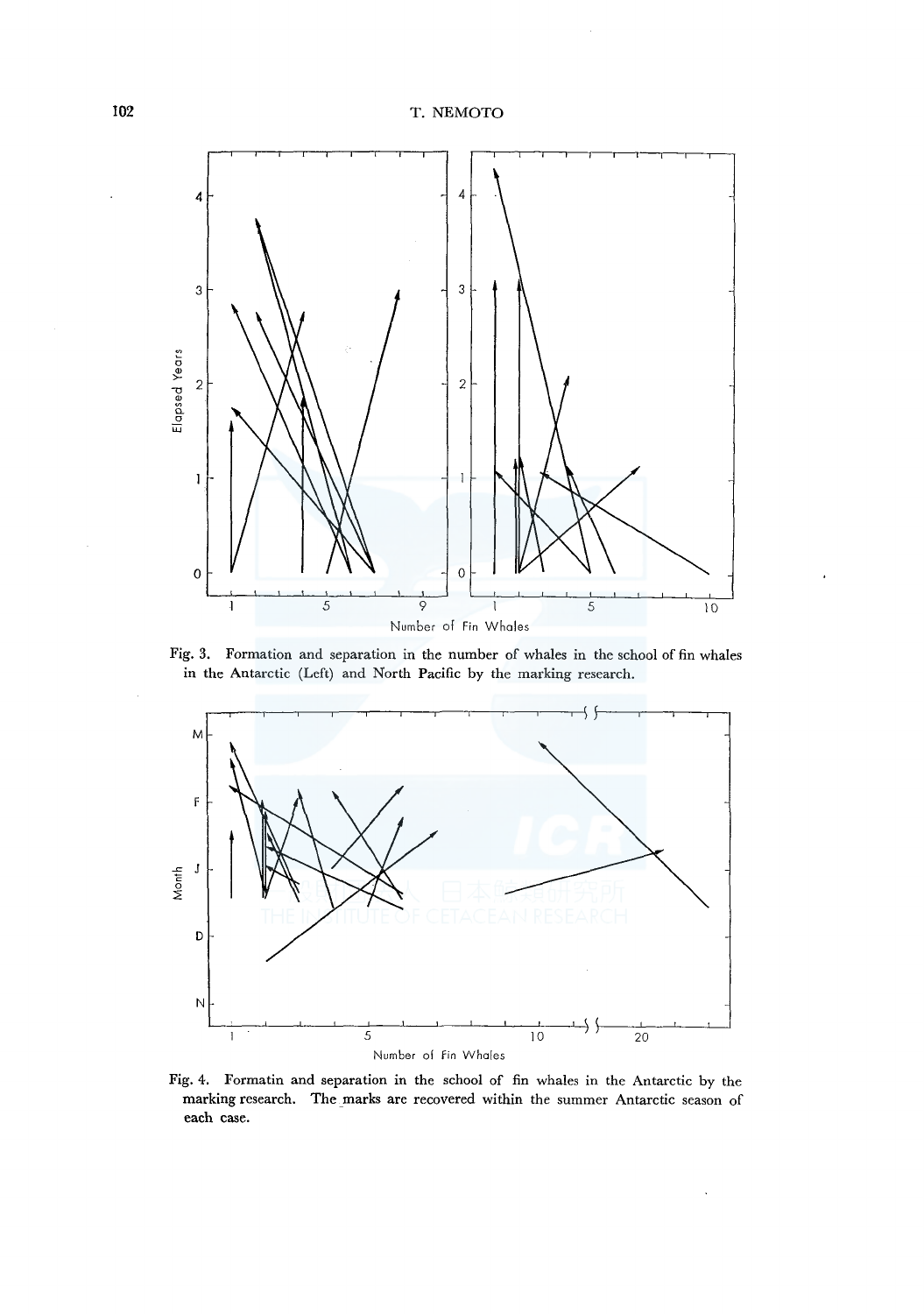Fig. 3. Formation and separation in the number of whales in the school of fin whales in the Antarctic (Left) and North Pacific by the marking research.

Fig. 4. Formatin and separation in the school of fin whales in the Antarctic by the marking research. The marks are recovered within the summer Antarctic season of each case.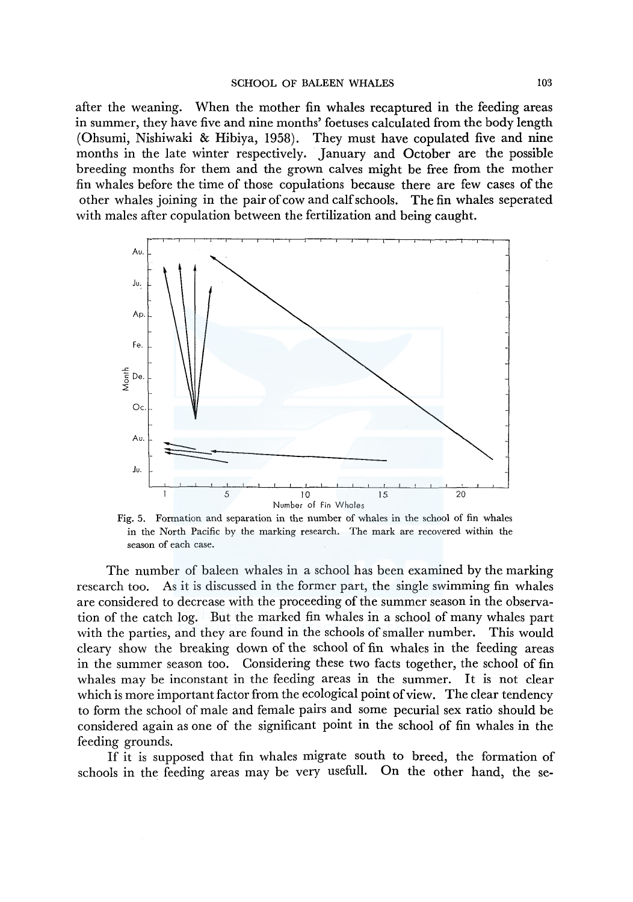after the weaning. When the mother fin whales recaptured in the feeding areas in summer, they have five and nine months' foetuses calculated from the body length (Ohsumi, Nishiwaki & Hibiya, 1958). They must have copulated five and nine months in the late winter respectively. January and October are the possible breeding months for them and the grown calves might be free from the mother fin whales before the time of those copulations because there are few cases of the other whales joining in the pair of cow and calf schools. The fin whales seperated with males after copulation between the fertilization and being caught.

Fig. 5. Formation and separation in the number of whales in the school of fin whales in the North Pacific by the marking research. The mark are recovered within the season of each case.

The number of baleen whales in a school has been examined by the marking research too. As it is discussed in the former part, the single swimming fin whales are considered to decrease with the proceeding of the summer season in the observation of the catch log. But the marked fin whales in a school of many whales part with the parties, and they are found in the schools of smaller number. This would cleary show the breaking down of the school of fin whales in the feeding areas in the summer season too. Considering these two facts together, the school of fin whales may be inconstant in the feeding areas in the summer. It is not clear which is more important factor from the ecological point of view. The clear tendency to form the school of male and female pairs and some pecurial sex ratio should be considered again as one of the significant point in the school of fin whales in the feeding grounds.

If it is supposed that fin whales migrate south to breed, the formation of schools in the feeding areas may be very usefull. On the other hand, the se-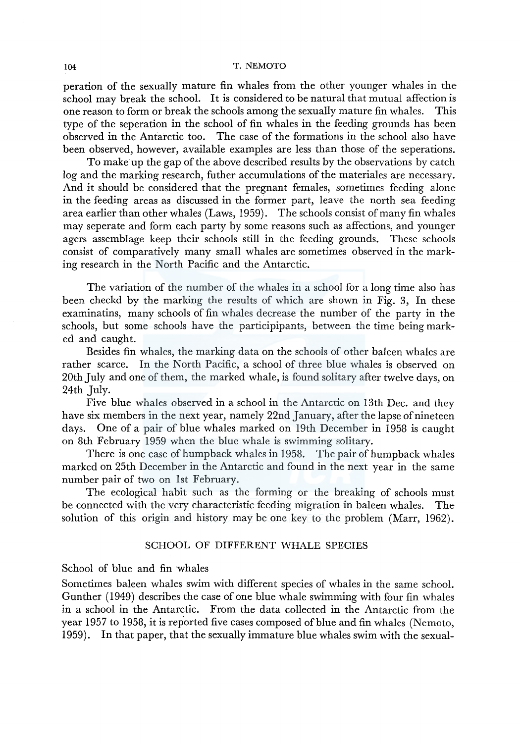peration of the sexually mature fin whales from the other younger whales in the school may break the school. It is considered to be natural that mutual affection is one reason to form or break the schools among the sexually mature fin whales. This type of the seperation in the school of fin whales in the feeding grounds has been observed in the Antarctic too. The case of the formations in the school also have been observed, however, available examples are less than those of the seperations.

To make up the gap of the above described results by the observations by catch log and the marking research, futher accumulations of the materiales are necessary. And it should be considered that the pregnant females, sometimes feeding alone in the feeding areas as discussed in the former part, leave the north sea feeding area earlier than other whales (Laws, 1959). The schools consist of many fin whales may seperate and form each party by some reasons such as affections, and younger agers assemblage keep their schools still in the feeding grounds. These schools consist of comparatively many small whales are sometimes observed in the marking research in the North Pacific and the Antarctic.

The variation of the number of the whales in a school for a long time also has been checkd by the marking the results of which are shown in Fig. 3, In these examinatins, many schools of fin whales decrease the number of the party in the schools, but some schools have the participipants, between the time being marked and caught.

Besides fin whales, the marking data on the schools of other baleen whales are rather scarce. In the North Pacific, a school of three blue whales is observed on 20th July and one of them, the marked whale, is found solitary after twelve days, on 24th July.

Five blue whales observed in a school in the Antarctic on 13th Dec. and they have six members in the next year, namely 22nd January, after the lapse of nineteen days. One of a pair of blue whales marked on 19th December in 1958 is caught on 8th February 1959 when the blue whale is swimming solitary.

There is one case of humpback whales in 1958. The pair of humpback whales marked on 25th December in the Antarctic and found in the next year in the same number pair of two on 1st February.

The ecological habit such as the forming or the breaking of schools must be connected with the very characteristic feeding migration in baleen whales. The solution of this origin and history may be one key to the problem (Marr, 1962).

## SCHOOL OF DIFFERENT WHALE SPECIES

### School of blue and fin whales

Sometimes baleen whales swim with different species of whales in the same school. Gunther (1949) describes the case of one blue whale swimming with four fin whales in a school in the Antarctic. From the data collected in the Antarctic from the year 1957 to 1958, it is reported five cases composed of blue and fin whales (Nemoto, 1959). In that paper, that the sexually immature blue whales swim with the sexual-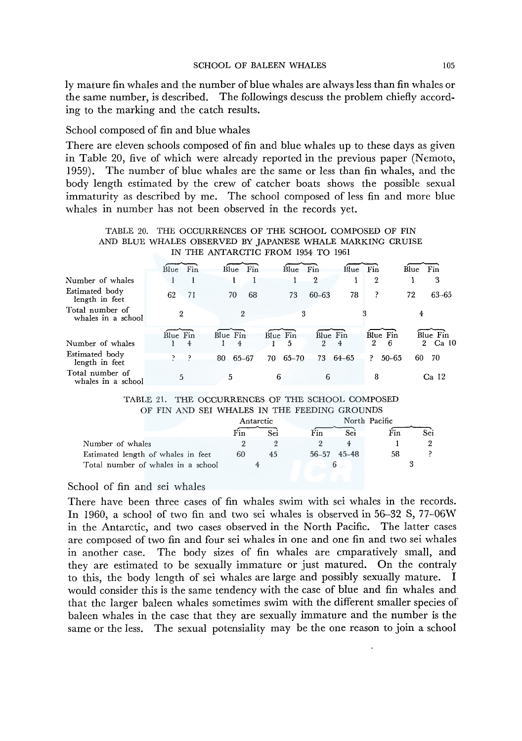ly mature fin whales and the number of blue whales are always less than fin whales or the same number, is described. The followings descuss the problem chiefly according to the marking and the catch results.

### School composed of fin and blue whales

There are eleven schools composed of fin and blue whales up to these days as given in Table 20, five of which were already reported in the previous paper (Nemoto, 1959). The number of blue whales are the same or less than fin whales, and the body length estimated by the crew of catcher boats shows the possible sexual immaturity as described by me. The school composed of less fin and more blue whales in number has not been observed in the records yet.

TABLE 20. THE OCCURRENCES OF THE SCHOOL COMPOSED OF FIN AND BLUE WHALES OBSERVED BY JAPANESE WHALE MARKING CRUISE IN THE ANTARCTIC FROM 1954 TO 1961

| | Blue | Fin | Blue | Fin | Blue | Fin | Blue | Fin | Blue | Fin |
|---|---|---|---|---|---|---|---|---|---|---|
| Number of whales | 1 | 1 | 1 | 1 | 1 | 2 | 1 | 2 | 1 | 3 |
| Estimated body length in feet | 62 | 71 | 70 | 68 | 73 | 60–63 | 78 | ? | 72 | 63–65 |
| Total number of whales in a school | 2 | | 2 | | 3 | | 3 | | 4 | |

| | Blue | Fin | Blue | Fin | Blue | Fin | Blue | Fin | Blue | Fin | Blue | Fin |
|---|---|---|---|---|---|---|---|---|---|---|---|---|
| Number of whales | 1 | 4 | 1 | 4 | 1 | 5 | 2 | 4 | 2 | 6 | 2 | Ca 10 |
| Estimated body length in feet | ? | ? | 80 | 65–67 | 70 | 65–70 | 73 | 64–65 | ? | 50–65 | 60 | 70 |
| Total number of whales in a school | 5 | | 5 | | 6 | | 6 | | 8 | | Ca 12 | |

TABLE 21. THE OCCURRENCES OF THE SCHOOL COMPOSED OF FIN AND SEI WHALES IN THE FEEDING GROUNDS

| | Antarctic | | North Pacific | | | |
|---|---|---|---|---|---|---|
| | Fin | Sei | Fin | Sei | Fin | Sei |
| Number of whales | 2 | 2 | 2 | 4 | 1 | 2 |
| Estimated length of whales in feet | 60 | 45 | 56–57 | 45–48 | 58 | ? |
| Total number of whales in a school | 4 | | 6 | | 3 | |

### School of fin and sei whales

There have been three cases of fin whales swim with sei whales in the records. In 1960, a school of two fin and two sei whales is observed in 56–32 S, 77–06W in the Antarctic, and two cases observed in the North Pacific. The latter cases are composed of two fin and four sei whales in one and one fin and two sei whales in another case. The body sizes of fin whales are cmparatively small, and they are estimated to be sexually immature or just matured. On the contraly to this, the body length of sei whales are large and possibly sexually mature. I would consider this is the same tendency with the case of blue and fin whales and that the larger baleen whales sometimes swim with the different smaller species of baleen whales in the case that they are sexually immature and the number is the same or the less. The sexual potensiality may be the one reason to join a school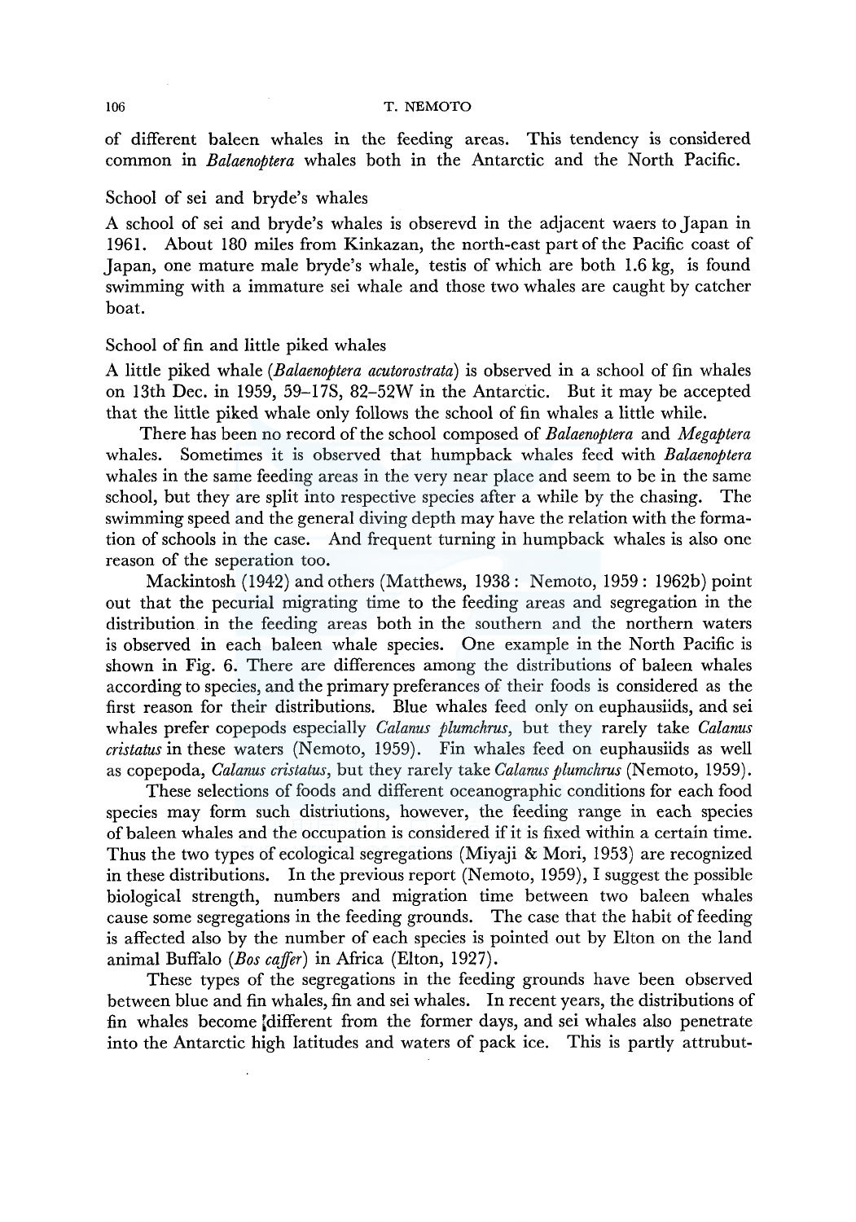of different baleen whales in the feeding areas. This tendency is considered common in *Balaenoptera* whales both in the Antarctic and the North Pacific.

### School of sei and bryde's whales

A school of sei and bryde's whales is obserevd in the adjacent waers to Japan in 1961. About 180 miles from Kinkazan, the north-east part of the Pacific coast of Japan, one mature male bryde's whale, testis of which are both 1.6 kg, is found swimming with a immature sei whale and those two whales are caught by catcher boat.

### School of fin and little piked whales

A little piked whale (*Balaenoptera acutorostrata*) is observed in a school of fin whales on 13th Dec. in 1959, 59–17S, 82–52W in the Antarctic. But it may be accepted that the little piked whale only follows the school of fin whales a little while.

There has been no record of the school composed of *Balaenoptera* and *Megaptera* whales. Sometimes it is observed that humpback whales feed with *Balaenoptera* whales in the same feeding areas in the very near place and seem to be in the same school, but they are split into respective species after a while by the chasing. The swimming speed and the general diving depth may have the relation with the formation of schools in the case. And frequent turning in humpback whales is also one reason of the seperation too.

Mackintosh (1942) and others (Matthews, 1938: Nemoto, 1959: 1962b) point out that the pecurial migrating time to the feeding areas and segregation in the distribution in the feeding areas both in the southern and the northern waters is observed in each baleen whale species. One example in the North Pacific is shown in Fig. 6. There are differences among the distributions of baleen whales according to species, and the primary preferances of their foods is considered as the first reason for their distributions. Blue whales feed only on euphausiids, and sei whales prefer copepods especially *Calanus plumchrus*, but they rarely take *Calanus cristatus* in these waters (Nemoto, 1959). Fin whales feed on euphausiids as well as copepoda, *Calanus cristatus*, but they rarely take *Calanus plumchrus* (Nemoto, 1959).

These selections of foods and different oceanographic conditions for each food species may form such distriutions, however, the feeding range in each species of baleen whales and the occupation is considered if it is fixed within a certain time. Thus the two types of ecological segregations (Miyaji & Mori, 1953) are recognized in these distributions. In the previous report (Nemoto, 1959), I suggest the possible biological strength, numbers and migration time between two baleen whales cause some segregations in the feeding grounds. The case that the habit of feeding is affected also by the number of each species is pointed out by Elton on the land animal Buffalo (*Bos caffer*) in Africa (Elton, 1927).

These types of the segregations in the feeding grounds have been observed between blue and fin whales, fin and sei whales. In recent years, the distributions of fin whales become different from the former days, and sei whales also penetrate into the Antarctic high latitudes and waters of pack ice. This is partly attrubut-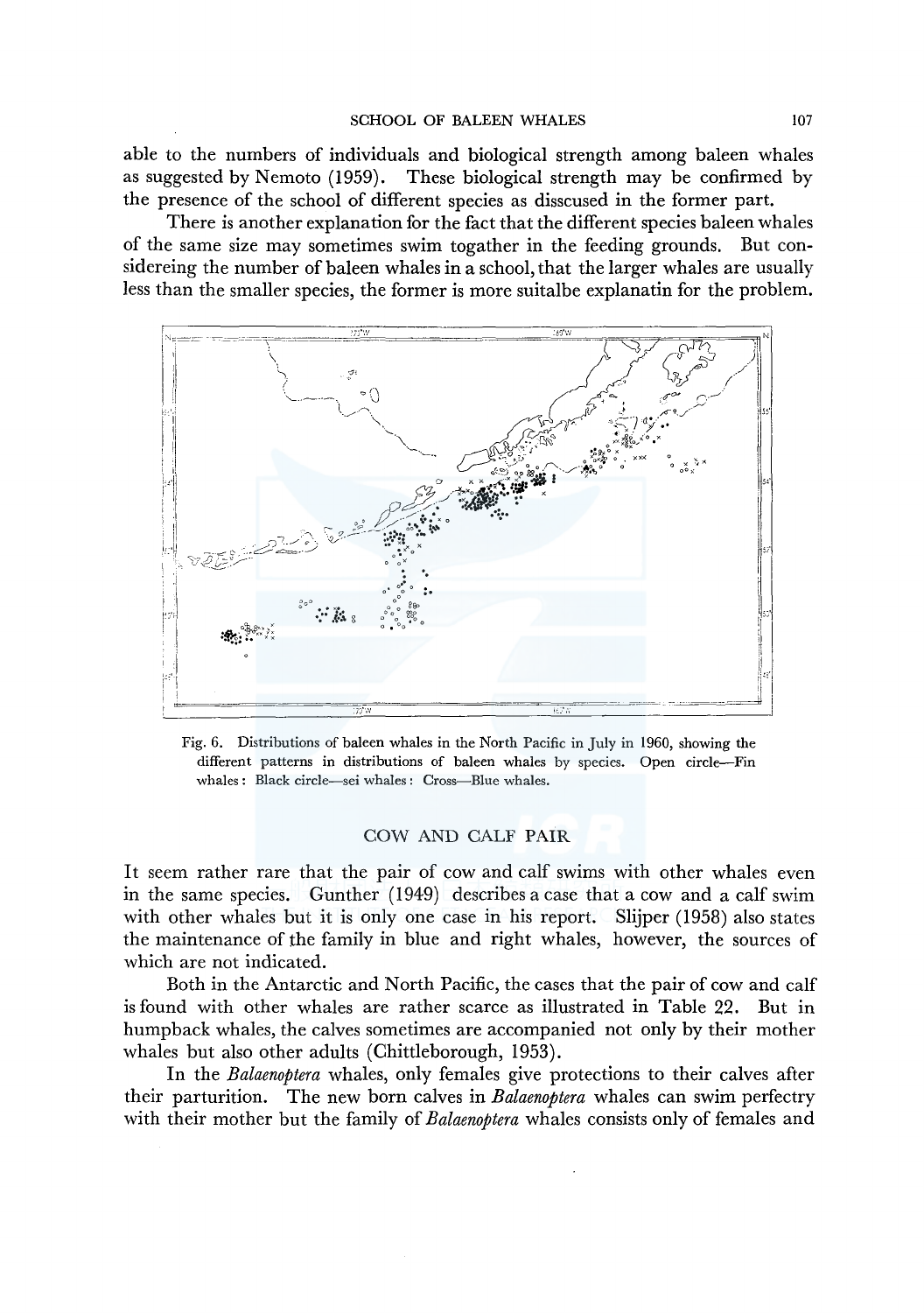able to the numbers of individuals and biological strength among baleen whales as suggested by Nemoto (1959). These biological strength may be confirmed by the presence of the school of different species as disscused in the former part.

There is another explanation for the fact that the different species baleen whales of the same size may sometimes swim togather in the feeding grounds. But considereing the number of baleen whales in a school, that the larger whales are usually less than the smaller species, the former is more suitalbe explanatin for the problem.

Fig. 6. Distributions of baleen whales in the North Pacific in July in 1960, showing the different patterns in distributions of baleen whales by species. Open circle—Fin whales: Black circle—sei whales: Cross—Blue whales.

## COW AND CALF PAIR

It seem rather rare that the pair of cow and calf swims with other whales even in the same species. Gunther (1949) describes a case that a cow and a calf swim with other whales but it is only one case in his report. Slijper (1958) also states the maintenance of the family in blue and right whales, however, the sources of which are not indicated.

Both in the Antarctic and North Pacific, the cases that the pair of cow and calf is found with other whales are rather scarce as illustrated in Table 22. But in humpback whales, the calves sometimes are accompanied not only by their mother whales but also other adults (Chittleborough, 1953).

In the *Balaenoptera* whales, only females give protections to their calves after their parturition. The new born calves in *Balaenoptera* whales can swim perfectry with their mother but the family of *Balaenoptera* whales consists only of females and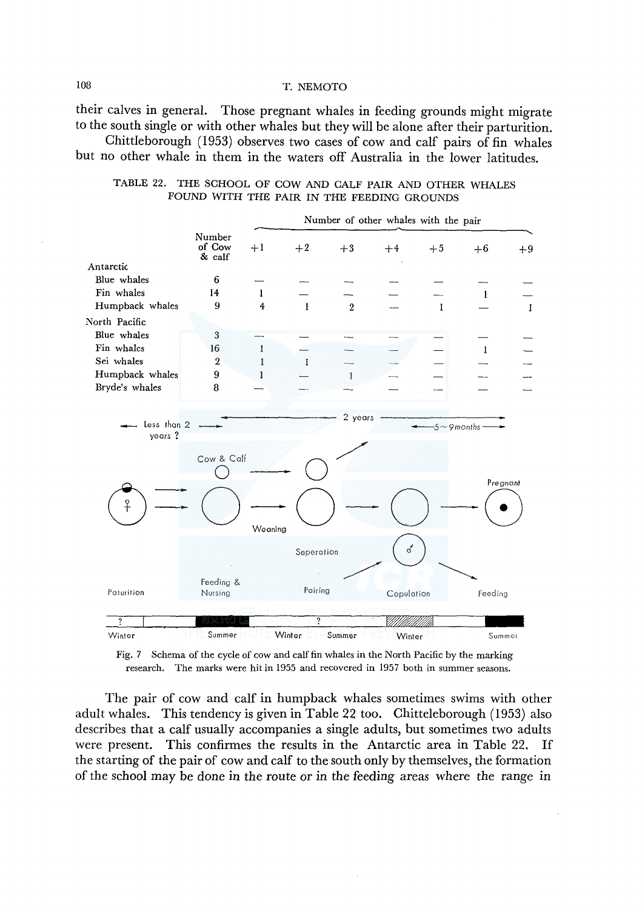their calves in general. Those pregnant whales in feeding grounds might migrate to the south single or with other whales but they will be alone after their parturition.

Chittleborough (1953) observes two cases of cow and calf pairs of fin whales but no other whale in them in the waters off Australia in the lower latitudes.

TABLE 22. THE SCHOOL OF COW AND CALF PAIR AND OTHER WHALES FOUND WITH THE PAIR IN THE FEEDING GROUNDS

| | Number of Cow & calf | Number of other whales with the pair | | | | | | |
|---|---|---|---|---|---|---|---|---|
| | | +1 | +2 | +3 | +4 | +5 | +6 | +9 |
| **Antarctic** | | | | | | | | |
| Blue whales | 6 | — | — | — | — | — | — | — |
| Fin whales | 14 | 1 | — | — | — | — | 1 | — |
| Humpback whales | 9 | 4 | 1 | 2 | — | 1 | — | 1 |
| **North Pacific** | | | | | | | | |
| Blue whales | 3 | — | — | — | — | — | — | — |
| Fin whales | 16 | 1 | — | — | — | — | 1 | — |
| Sei whales | 2 | 1 | 1 | — | — | — | — | — |
| Humpback whales | 9 | 1 | — | 1 | — | — | — | — |
| Bryde's whales | 8 | — | — | — | — | — | — | — |

Fig. 7 Schema of the cycle of cow and calf fin whales in the North Pacific by the marking research. The marks were hit in 1955 and recovered in 1957 both in summer seasons.

The pair of cow and calf in humpback whales sometimes swims with other adult whales. This tendency is given in Table 22 too. Chitteleborough (1953) also describes that a calf usually accompanies a single adults, but sometimes two adults were present. This confirmes the results in the Antarctic area in Table 22. If the starting of the pair of cow and calf to the south only by themselves, the formation of the school may be done in the route or in the feeding areas where the range in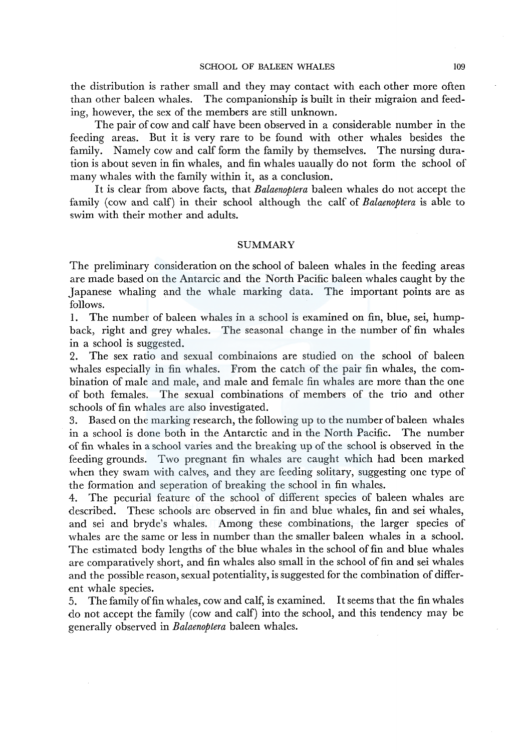the distribution is rather small and they may contact with each other more often than other baleen whales. The companionship is built in their migraion and feeding, however, the sex of the members are still unknown.

The pair of cow and calf have been observed in a considerable number in the feeding areas. But it is very rare to be found with other whales besides the family. Namely cow and calf form the family by themselves. The nursing duration is about seven in fin whales, and fin whales uaually do not form the school of many whales with the family within it, as a conclusion.

It is clear from above facts, that *Balaenoptera* baleen whales do not accept the family (cow and calf) in their school although the calf of *Balaenoptera* is able to swim with their mother and adults.

## SUMMARY

The preliminary consideration on the school of baleen whales in the feeding areas are made based on the Antarcic and the North Pacific baleen whales caught by the Japanese whaling and the whale marking data. The important points are as follows.

1. The number of baleen whales in a school is examined on fin, blue, sei, humpback, right and grey whales. The seasonal change in the number of fin whales in a school is suggested.
2. The sex ratio and sexual combinaions are studied on the school of baleen whales especially in fin whales. From the catch of the pair fin whales, the combination of male and male, and male and female fin whales are more than the one of both females. The sexual combinations of members of the trio and other schools of fin whales are also investigated.
3. Based on the marking research, the following up to the number of baleen whales in a school is done both in the Antarctic and in the North Pacific. The number of fin whales in a school varies and the breaking up of the school is observed in the feeding grounds. Two pregnant fin whales are caught which had been marked when they swam with calves, and they are feeding solitary, suggesting one type of the formation and seperation of breaking the school in fin whales.
4. The pecurial feature of the school of different species of baleen whales are described. These schools are observed in fin and blue whales, fin and sei whales, and sei and bryde's whales. Among these combinations, the larger species of whales are the same or less in number than the smaller baleen whales in a school. The estimated body lengths of the blue whales in the school of fin and blue whales are comparatively short, and fin whales also small in the school of fin and sei whales and the possible reason, sexual potentiality, is suggested for the combination of different whale species.
5. The family of fin whales, cow and calf, is examined. It seems that the fin whales do not accept the family (cow and calf) into the school, and this tendency may be generally observed in *Balaenoptera* baleen whales.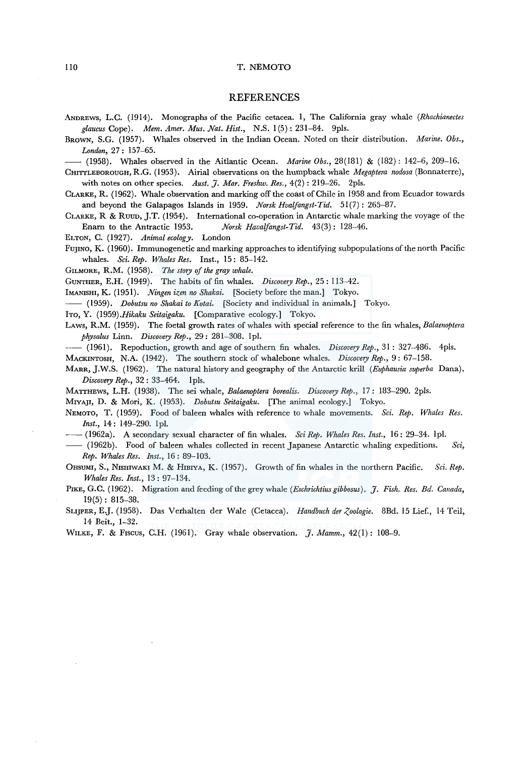# REFERENCES

Andrews, L.C. (1914). Monographs of the Pacific cetacea. 1, The California gray whale (*Rhachianectes glaucus* Cope). *Mem. Amer. Mus. Nat. Hist.*, N.S. 1(5): 231–84. 9pls.

Brown, S.G. (1957). Whales observed in the Indian Ocean. Noted on their distribution. *Marine. Obs., London*, 27: 157–65.

—— (1958). Whales observed in the Aitlantic Ocean. *Marine Obs.*, 28(181) & (182): 142–6, 209–16.

Chittleborough, R.G. (1953). Airial observations on the humpback whale *Megaptera nodosa* (Bonnaterre), with notes on other species. *Aust. J. Mar. Freshw. Res.*, 4(2): 219–26. 2pls.

Clarke, R. (1962). Whale observation and marking off the coast of Chile in 1958 and from Ecuador towards and beyond the Galapagos Islands in 1959. *Norsk Hvalfangst-Tid.* 51(7): 265–87.

Clarke, R & Ruud, J.T. (1954). International co-operation in Antarctic whale marking the voyage of the Enarn to the Antractic 1953. *Norsk Havalfangst-Tid.* 43(3): 128–46.

Elton, C. (1927). *Animal ecology*. London

Fujino, K. (1960). Immunogenetic and marking approaches to identifying subpopulations of the north Pacific whales. *Sci. Rep. Whales Res.* Inst., 15: 85–142.

Gilmore, R.M. (1958). *The story of the gray whale.*

Gunther, E.H. (1949). The habits of fin whales. *Discovery Rep.*, 25: 113–42.

Imanishi, K. (1951). *Ningen izen no Shakai.* [Society before the man.] Tokyo.

—— (1959). *Dobutsu no Shakai to Kotai.* [Society and individual in animals.] Tokyo.

Ito, Y. (1959).*Hikaku Seitaigaku.* [Comparative ecology.] Tokyo.

Laws, R.M. (1959). The foetal growth rates of whales with special reference to the fin whales, *Balaenoptera physalus* Linn. *Discovery Rep.*, 29: 281–308. 1pl.

—— (1961). Repoduction, growth and age of southern fin whales. *Discovery Rep.*, 31: 327–486. 4pls.

Mackintosh, N.A. (1942). The southern stock of whalebone whales. *Discovery Rep.*, 9: 67–158.

Marr, J.W.S. (1962). The natural history and geography of the Antarctic krill (*Euphausia superba* Dana). *Discovery Rep.*, 32: 33–464. 1pls.

Matthews, L.H. (1938). The sei whale, *Balaenoptera borealis*. *Discovery Rep.*, 17: 183–290. 2pls.

Miyaji, D. & Mori, K. (1953). *Dobutsu Seitaigaku.* [The animal ecology.] Tokyo.

Nemoto, T. (1959). Food of baleen whales with reference to whale movements. *Sci. Rep. Whales Res. Inst.*, 14: 149–290. 1pl.

—— (1962a). A secondary sexual character of fin whales. *Sci Rep. Whales Res. Inst.*, 16: 29–34. 1pl.

—— (1962b). Food of baleen whales collected in recent Japanese Antarctic whaling expeditions. *Sci, Rep. Whales Res. Inst.*, 16: 89–103.

Ohsumi, S., Nishiwaki M. & Hibiya, K. (1957). Growth of fin whales in the northern Pacific. *Sci. Rep. Whales Res. Inst.*, 13: 97–134.

Pike, G.C. (1962). Migration and feeding of the grey whale (*Eschrichtius gibbosus*). *J. Fish. Res. Bd. Canada*, 19(5): 815–38.

Slijper, E.J. (1958). Das Verhalten der Wale (Cetacea). *Handbuch der Zoologie.* 8Bd. 15 Lief., 14 Teil, 14 Beit., 1–32.

Wilke, F. & Fiscus, C.H. (1961). Gray whale observation. *J. Mamm.*, 42(1): 108–9.